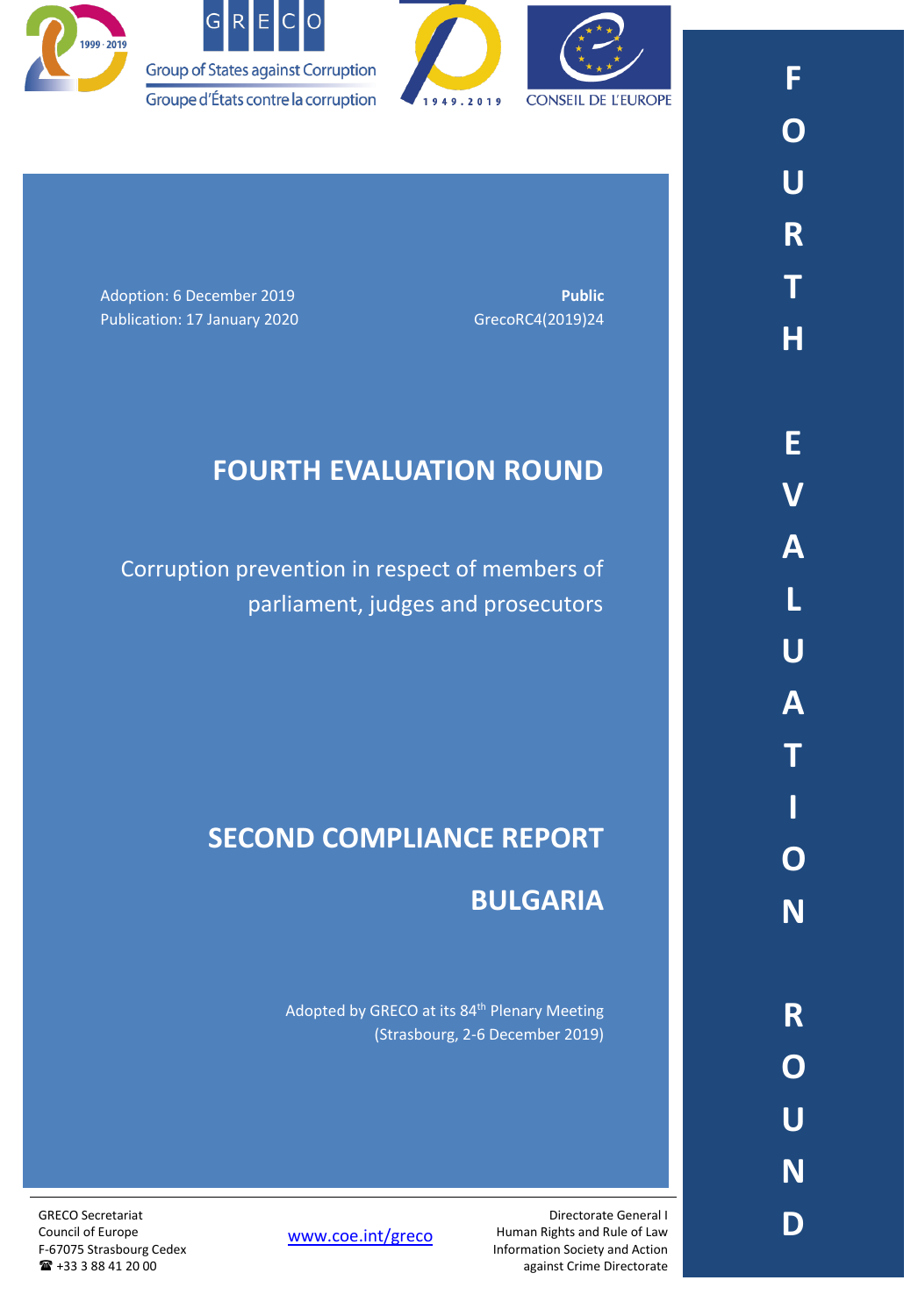GRECO

Group of States against Corruption

Groupe d'États contre la corruption

CONSEIL DE L'EUROPE

Adoption: 6 December 2019
Publication: 17 January 2020

**Public**
GrecoRC4(2019)24

# FOURTH EVALUATION ROUND

## Corruption prevention in respect of members of parliament, judges and prosecutors

# SECOND COMPLIANCE REPORT

# BULGARIA

Adopted by GRECO at its 84th Plenary Meeting
(Strasbourg, 2-6 December 2019)

FOURTH EVALUATION ROUND

GRECO Secretariat
Council of Europe
F-67075 Strasbourg Cedex
☎ +33 3 88 41 20 00

www.coe.int/greco

Directorate General I
Human Rights and Rule of Law
Information Society and Action
against Crime Directorate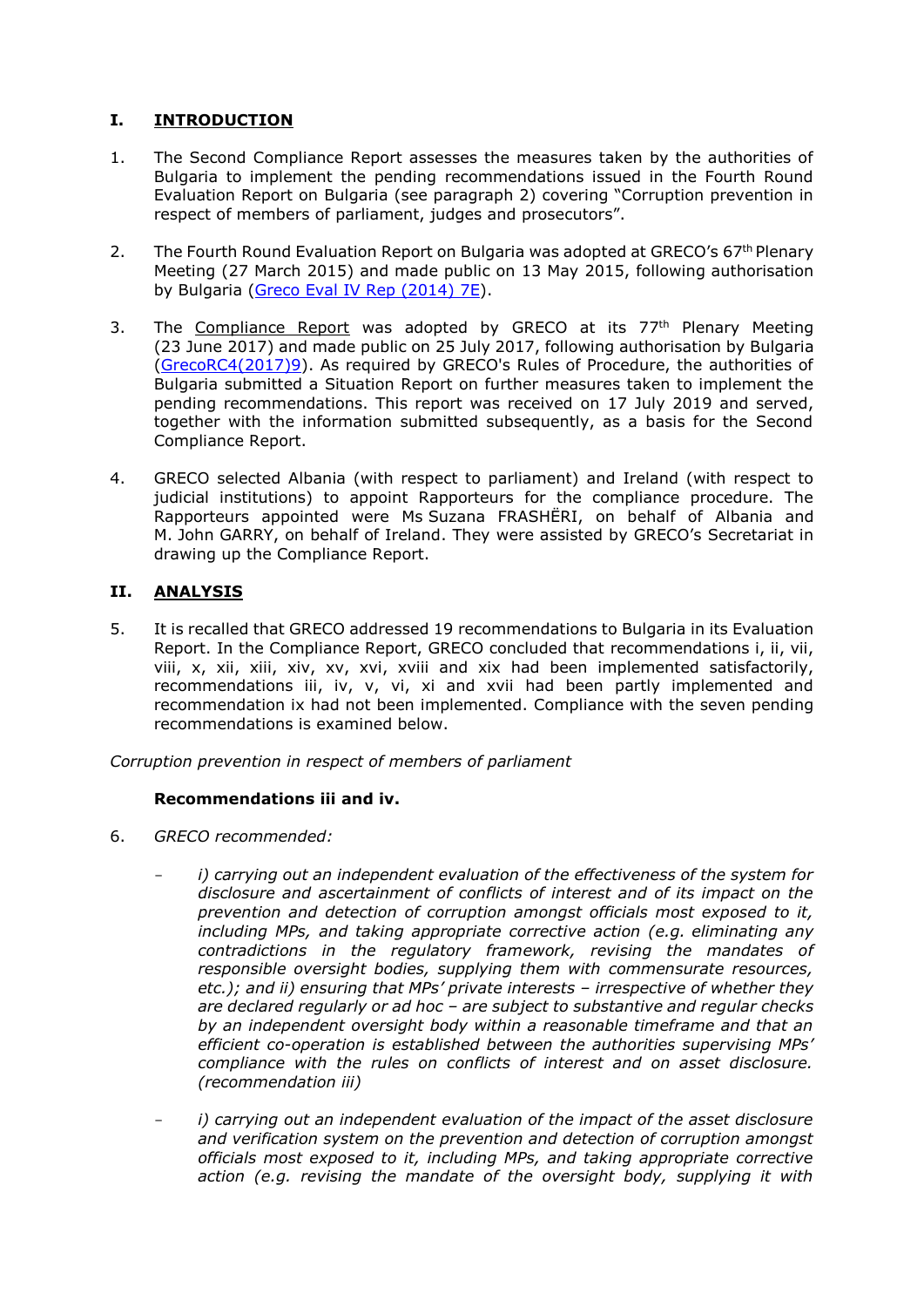## I. INTRODUCTION

1. The Second Compliance Report assesses the measures taken by the authorities of Bulgaria to implement the pending recommendations issued in the Fourth Round Evaluation Report on Bulgaria (see paragraph 2) covering "Corruption prevention in respect of members of parliament, judges and prosecutors".

2. The Fourth Round Evaluation Report on Bulgaria was adopted at GRECO's 67th Plenary Meeting (27 March 2015) and made public on 13 May 2015, following authorisation by Bulgaria (Greco Eval IV Rep (2014) 7E).

3. The Compliance Report was adopted by GRECO at its 77th Plenary Meeting (23 June 2017) and made public on 25 July 2017, following authorisation by Bulgaria (GrecoRC4(2017)9). As required by GRECO's Rules of Procedure, the authorities of Bulgaria submitted a Situation Report on further measures taken to implement the pending recommendations. This report was received on 17 July 2019 and served, together with the information submitted subsequently, as a basis for the Second Compliance Report.

4. GRECO selected Albania (with respect to parliament) and Ireland (with respect to judicial institutions) to appoint Rapporteurs for the compliance procedure. The Rapporteurs appointed were Ms Suzana FRASHËRI, on behalf of Albania and M. John GARRY, on behalf of Ireland. They were assisted by GRECO's Secretariat in drawing up the Compliance Report.

## II. ANALYSIS

5. It is recalled that GRECO addressed 19 recommendations to Bulgaria in its Evaluation Report. In the Compliance Report, GRECO concluded that recommendations i, ii, vii, viii, x, xii, xiii, xiv, xv, xvi, xviii and xix had been implemented satisfactorily, recommendations iii, iv, v, vi, xi and xvii had been partly implemented and recommendation ix had not been implemented. Compliance with the seven pending recommendations is examined below.

*Corruption prevention in respect of members of parliament*

**Recommendations iii and iv.**

6. *GRECO recommended:*

   - *i) carrying out an independent evaluation of the effectiveness of the system for disclosure and ascertainment of conflicts of interest and of its impact on the prevention and detection of corruption amongst officials most exposed to it, including MPs, and taking appropriate corrective action (e.g. eliminating any contradictions in the regulatory framework, revising the mandates of responsible oversight bodies, supplying them with commensurate resources, etc.); and ii) ensuring that MPs' private interests – irrespective of whether they are declared regularly or ad hoc – are subject to substantive and regular checks by an independent oversight body within a reasonable timeframe and that an efficient co-operation is established between the authorities supervising MPs' compliance with the rules on conflicts of interest and on asset disclosure. (recommendation iii)*

   - *i) carrying out an independent evaluation of the impact of the asset disclosure and verification system on the prevention and detection of corruption amongst officials most exposed to it, including MPs, and taking appropriate corrective action (e.g. revising the mandate of the oversight body, supplying it with*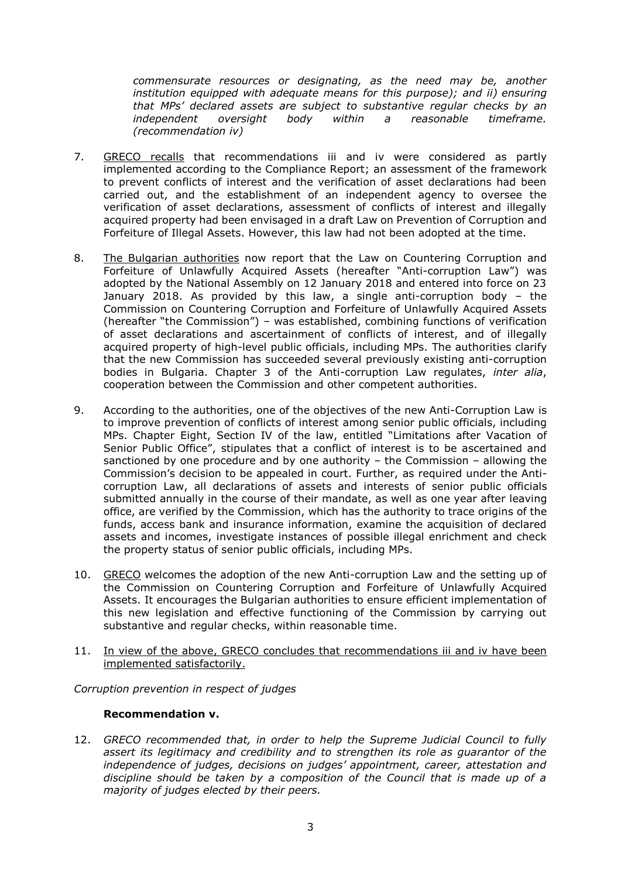*commensurate resources or designating, as the need may be, another institution equipped with adequate means for this purpose); and ii) ensuring that MPs' declared assets are subject to substantive regular checks by an independent oversight body within a reasonable timeframe. (recommendation iv)*

7. GRECO recalls that recommendations iii and iv were considered as partly implemented according to the Compliance Report; an assessment of the framework to prevent conflicts of interest and the verification of asset declarations had been carried out, and the establishment of an independent agency to oversee the verification of asset declarations, assessment of conflicts of interest and illegally acquired property had been envisaged in a draft Law on Prevention of Corruption and Forfeiture of Illegal Assets. However, this law had not been adopted at the time.

8. The Bulgarian authorities now report that the Law on Countering Corruption and Forfeiture of Unlawfully Acquired Assets (hereafter "Anti-corruption Law") was adopted by the National Assembly on 12 January 2018 and entered into force on 23 January 2018. As provided by this law, a single anti-corruption body – the Commission on Countering Corruption and Forfeiture of Unlawfully Acquired Assets (hereafter "the Commission") – was established, combining functions of verification of asset declarations and ascertainment of conflicts of interest, and of illegally acquired property of high-level public officials, including MPs. The authorities clarify that the new Commission has succeeded several previously existing anti-corruption bodies in Bulgaria. Chapter 3 of the Anti-corruption Law regulates, *inter alia*, cooperation between the Commission and other competent authorities.

9. According to the authorities, one of the objectives of the new Anti-Corruption Law is to improve prevention of conflicts of interest among senior public officials, including MPs. Chapter Eight, Section IV of the law, entitled "Limitations after Vacation of Senior Public Office", stipulates that a conflict of interest is to be ascertained and sanctioned by one procedure and by one authority – the Commission – allowing the Commission's decision to be appealed in court. Further, as required under the Anti-corruption Law, all declarations of assets and interests of senior public officials submitted annually in the course of their mandate, as well as one year after leaving office, are verified by the Commission, which has the authority to trace origins of the funds, access bank and insurance information, examine the acquisition of declared assets and incomes, investigate instances of possible illegal enrichment and check the property status of senior public officials, including MPs.

10. GRECO welcomes the adoption of the new Anti-corruption Law and the setting up of the Commission on Countering Corruption and Forfeiture of Unlawfully Acquired Assets. It encourages the Bulgarian authorities to ensure efficient implementation of this new legislation and effective functioning of the Commission by carrying out substantive and regular checks, within reasonable time.

11. In view of the above, GRECO concludes that recommendations iii and iv have been implemented satisfactorily.

*Corruption prevention in respect of judges*

**Recommendation v.**

12. *GRECO recommended that, in order to help the Supreme Judicial Council to fully assert its legitimacy and credibility and to strengthen its role as guarantor of the independence of judges, decisions on judges' appointment, career, attestation and discipline should be taken by a composition of the Council that is made up of a majority of judges elected by their peers.*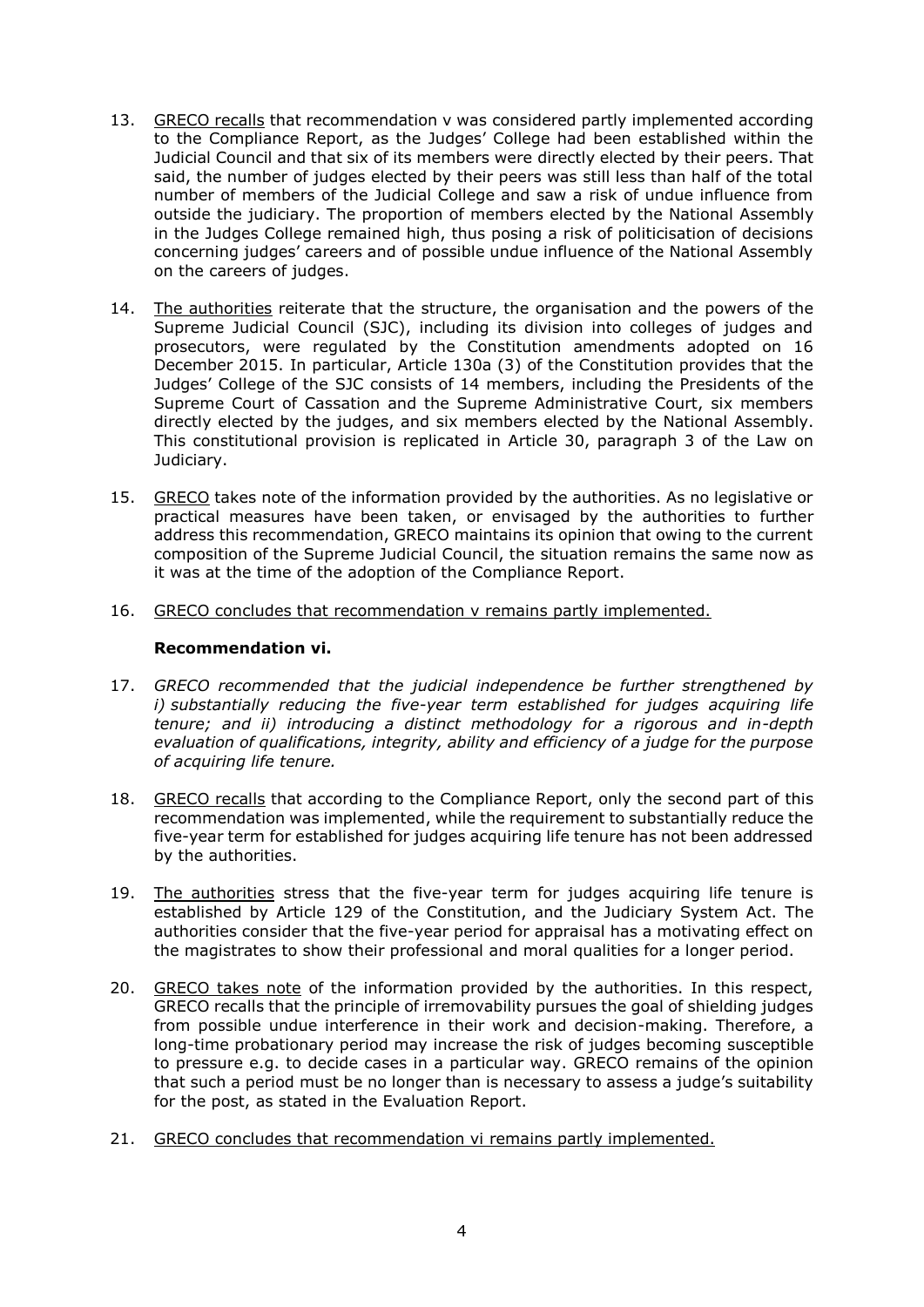13. GRECO recalls that recommendation v was considered partly implemented according to the Compliance Report, as the Judges' College had been established within the Judicial Council and that six of its members were directly elected by their peers. That said, the number of judges elected by their peers was still less than half of the total number of members of the Judicial College and saw a risk of undue influence from outside the judiciary. The proportion of members elected by the National Assembly in the Judges College remained high, thus posing a risk of politicisation of decisions concerning judges' careers and of possible undue influence of the National Assembly on the careers of judges.

14. The authorities reiterate that the structure, the organisation and the powers of the Supreme Judicial Council (SJC), including its division into colleges of judges and prosecutors, were regulated by the Constitution amendments adopted on 16 December 2015. In particular, Article 130a (3) of the Constitution provides that the Judges' College of the SJC consists of 14 members, including the Presidents of the Supreme Court of Cassation and the Supreme Administrative Court, six members directly elected by the judges, and six members elected by the National Assembly. This constitutional provision is replicated in Article 30, paragraph 3 of the Law on Judiciary.

15. GRECO takes note of the information provided by the authorities. As no legislative or practical measures have been taken, or envisaged by the authorities to further address this recommendation, GRECO maintains its opinion that owing to the current composition of the Supreme Judicial Council, the situation remains the same now as it was at the time of the adoption of the Compliance Report.

16. GRECO concludes that recommendation v remains partly implemented.

**Recommendation vi.**

17. *GRECO recommended that the judicial independence be further strengthened by i) substantially reducing the five-year term established for judges acquiring life tenure; and ii) introducing a distinct methodology for a rigorous and in-depth evaluation of qualifications, integrity, ability and efficiency of a judge for the purpose of acquiring life tenure.*

18. GRECO recalls that according to the Compliance Report, only the second part of this recommendation was implemented, while the requirement to substantially reduce the five-year term for established for judges acquiring life tenure has not been addressed by the authorities.

19. The authorities stress that the five-year term for judges acquiring life tenure is established by Article 129 of the Constitution, and the Judiciary System Act. The authorities consider that the five-year period for appraisal has a motivating effect on the magistrates to show their professional and moral qualities for a longer period.

20. GRECO takes note of the information provided by the authorities. In this respect, GRECO recalls that the principle of irremovability pursues the goal of shielding judges from possible undue interference in their work and decision-making. Therefore, a long-time probationary period may increase the risk of judges becoming susceptible to pressure e.g. to decide cases in a particular way. GRECO remains of the opinion that such a period must be no longer than is necessary to assess a judge's suitability for the post, as stated in the Evaluation Report.

21. GRECO concludes that recommendation vi remains partly implemented.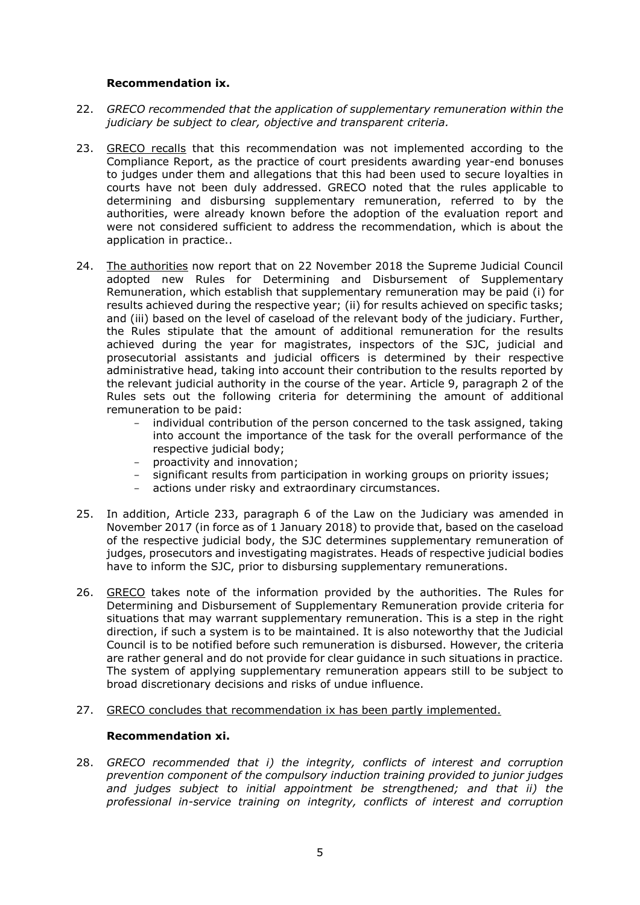**Recommendation ix.**

22. *GRECO recommended that the application of supplementary remuneration within the judiciary be subject to clear, objective and transparent criteria.*

23. GRECO recalls that this recommendation was not implemented according to the Compliance Report, as the practice of court presidents awarding year-end bonuses to judges under them and allegations that this had been used to secure loyalties in courts have not been duly addressed. GRECO noted that the rules applicable to determining and disbursing supplementary remuneration, referred to by the authorities, were already known before the adoption of the evaluation report and were not considered sufficient to address the recommendation, which is about the application in practice..

24. The authorities now report that on 22 November 2018 the Supreme Judicial Council adopted new Rules for Determining and Disbursement of Supplementary Remuneration, which establish that supplementary remuneration may be paid (i) for results achieved during the respective year; (ii) for results achieved on specific tasks; and (iii) based on the level of caseload of the relevant body of the judiciary. Further, the Rules stipulate that the amount of additional remuneration for the results achieved during the year for magistrates, inspectors of the SJC, judicial and prosecutorial assistants and judicial officers is determined by their respective administrative head, taking into account their contribution to the results reported by the relevant judicial authority in the course of the year. Article 9, paragraph 2 of the Rules sets out the following criteria for determining the amount of additional remuneration to be paid:
    - individual contribution of the person concerned to the task assigned, taking into account the importance of the task for the overall performance of the respective judicial body;
    - proactivity and innovation;
    - significant results from participation in working groups on priority issues;
    - actions under risky and extraordinary circumstances.

25. In addition, Article 233, paragraph 6 of the Law on the Judiciary was amended in November 2017 (in force as of 1 January 2018) to provide that, based on the caseload of the respective judicial body, the SJC determines supplementary remuneration of judges, prosecutors and investigating magistrates. Heads of respective judicial bodies have to inform the SJC, prior to disbursing supplementary remunerations.

26. GRECO takes note of the information provided by the authorities. The Rules for Determining and Disbursement of Supplementary Remuneration provide criteria for situations that may warrant supplementary remuneration. This is a step in the right direction, if such a system is to be maintained. It is also noteworthy that the Judicial Council is to be notified before such remuneration is disbursed. However, the criteria are rather general and do not provide for clear guidance in such situations in practice. The system of applying supplementary remuneration appears still to be subject to broad discretionary decisions and risks of undue influence.

27. GRECO concludes that recommendation ix has been partly implemented.

**Recommendation xi.**

28. *GRECO recommended that i) the integrity, conflicts of interest and corruption prevention component of the compulsory induction training provided to junior judges and judges subject to initial appointment be strengthened; and that ii) the professional in-service training on integrity, conflicts of interest and corruption*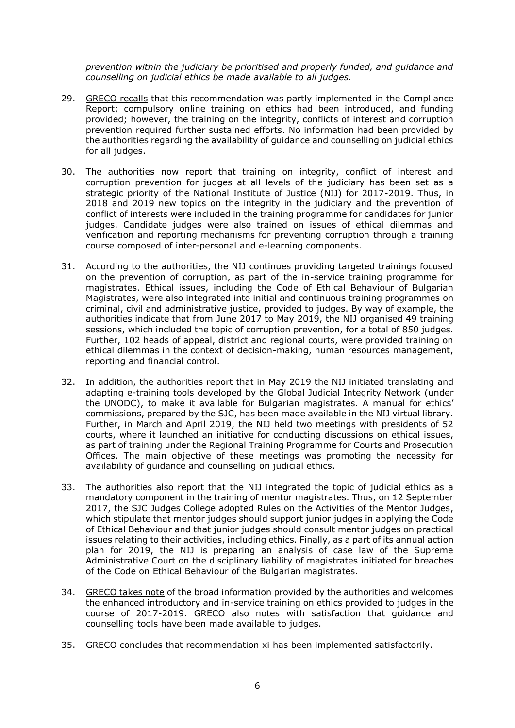*prevention within the judiciary be prioritised and properly funded, and guidance and counselling on judicial ethics be made available to all judges.*

29. GRECO recalls that this recommendation was partly implemented in the Compliance Report; compulsory online training on ethics had been introduced, and funding provided; however, the training on the integrity, conflicts of interest and corruption prevention required further sustained efforts. No information had been provided by the authorities regarding the availability of guidance and counselling on judicial ethics for all judges.

30. The authorities now report that training on integrity, conflict of interest and corruption prevention for judges at all levels of the judiciary has been set as a strategic priority of the National Institute of Justice (NIJ) for 2017-2019. Thus, in 2018 and 2019 new topics on the integrity in the judiciary and the prevention of conflict of interests were included in the training programme for candidates for junior judges. Candidate judges were also trained on issues of ethical dilemmas and verification and reporting mechanisms for preventing corruption through a training course composed of inter-personal and e-learning components.

31. According to the authorities, the NIJ continues providing targeted trainings focused on the prevention of corruption, as part of the in-service training programme for magistrates. Ethical issues, including the Code of Ethical Behaviour of Bulgarian Magistrates, were also integrated into initial and continuous training programmes on criminal, civil and administrative justice, provided to judges. By way of example, the authorities indicate that from June 2017 to May 2019, the NIJ organised 49 training sessions, which included the topic of corruption prevention, for a total of 850 judges. Further, 102 heads of appeal, district and regional courts, were provided training on ethical dilemmas in the context of decision-making, human resources management, reporting and financial control.

32. In addition, the authorities report that in May 2019 the NIJ initiated translating and adapting e-training tools developed by the Global Judicial Integrity Network (under the UNODC), to make it available for Bulgarian magistrates. A manual for ethics' commissions, prepared by the SJC, has been made available in the NIJ virtual library. Further, in March and April 2019, the NIJ held two meetings with presidents of 52 courts, where it launched an initiative for conducting discussions on ethical issues, as part of training under the Regional Training Programme for Courts and Prosecution Offices. The main objective of these meetings was promoting the necessity for availability of guidance and counselling on judicial ethics.

33. The authorities also report that the NIJ integrated the topic of judicial ethics as a mandatory component in the training of mentor magistrates. Thus, on 12 September 2017, the SJC Judges College adopted Rules on the Activities of the Mentor Judges, which stipulate that mentor judges should support junior judges in applying the Code of Ethical Behaviour and that junior judges should consult mentor judges on practical issues relating to their activities, including ethics. Finally, as a part of its annual action plan for 2019, the NIJ is preparing an analysis of case law of the Supreme Administrative Court on the disciplinary liability of magistrates initiated for breaches of the Code on Ethical Behaviour of the Bulgarian magistrates.

34. GRECO takes note of the broad information provided by the authorities and welcomes the enhanced introductory and in-service training on ethics provided to judges in the course of 2017-2019. GRECO also notes with satisfaction that guidance and counselling tools have been made available to judges.

35. GRECO concludes that recommendation xi has been implemented satisfactorily.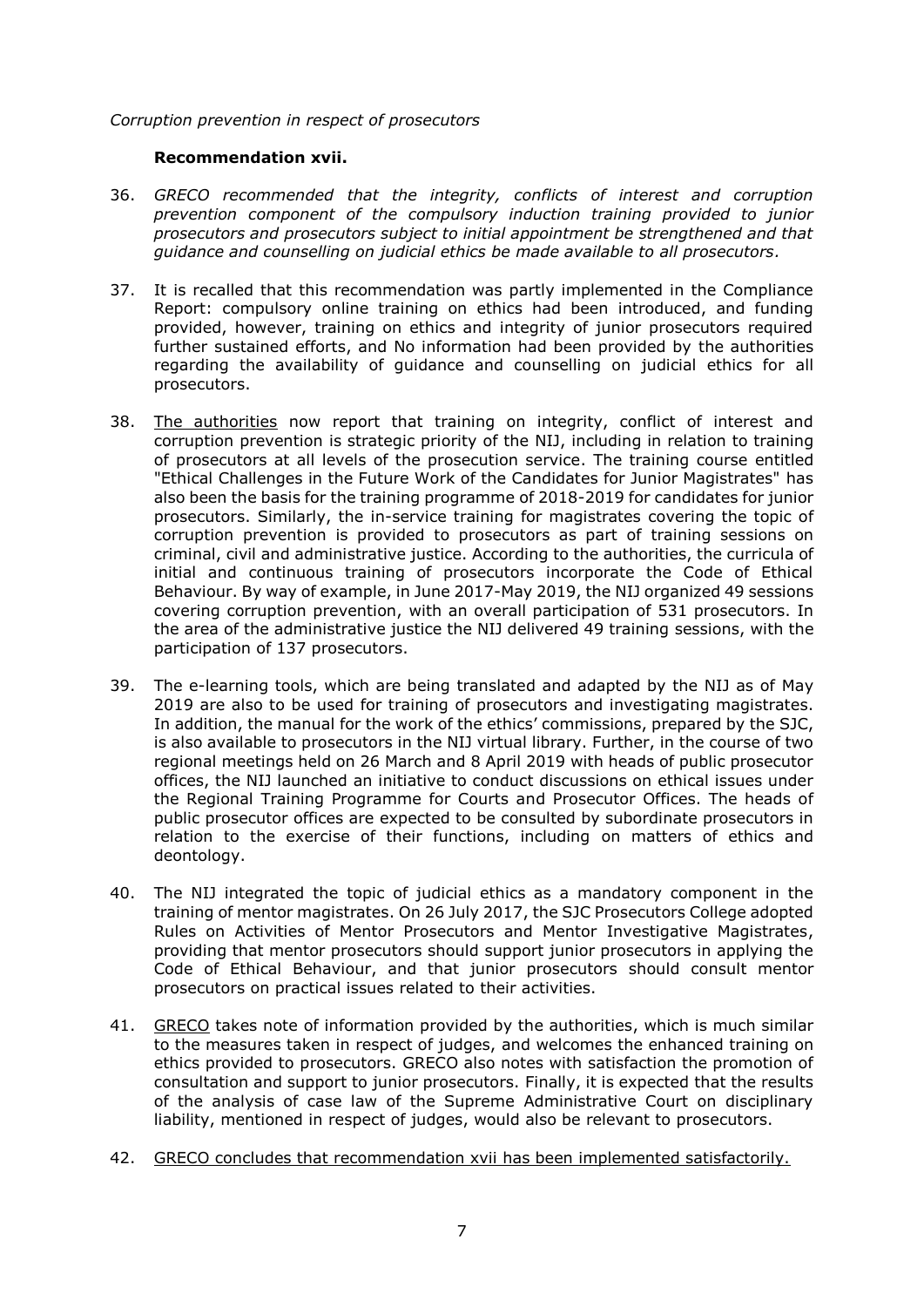*Corruption prevention in respect of prosecutors*

**Recommendation xvii.**

36. *GRECO recommended that the integrity, conflicts of interest and corruption prevention component of the compulsory induction training provided to junior prosecutors and prosecutors subject to initial appointment be strengthened and that guidance and counselling on judicial ethics be made available to all prosecutors.*

37. It is recalled that this recommendation was partly implemented in the Compliance Report: compulsory online training on ethics had been introduced, and funding provided, however, training on ethics and integrity of junior prosecutors required further sustained efforts, and No information had been provided by the authorities regarding the availability of guidance and counselling on judicial ethics for all prosecutors.

38. The authorities now report that training on integrity, conflict of interest and corruption prevention is strategic priority of the NIJ, including in relation to training of prosecutors at all levels of the prosecution service. The training course entitled "Ethical Challenges in the Future Work of the Candidates for Junior Magistrates" has also been the basis for the training programme of 2018-2019 for candidates for junior prosecutors. Similarly, the in-service training for magistrates covering the topic of corruption prevention is provided to prosecutors as part of training sessions on criminal, civil and administrative justice. According to the authorities, the curricula of initial and continuous training of prosecutors incorporate the Code of Ethical Behaviour. By way of example, in June 2017-May 2019, the NIJ organized 49 sessions covering corruption prevention, with an overall participation of 531 prosecutors. In the area of the administrative justice the NIJ delivered 49 training sessions, with the participation of 137 prosecutors.

39. The e-learning tools, which are being translated and adapted by the NIJ as of May 2019 are also to be used for training of prosecutors and investigating magistrates. In addition, the manual for the work of the ethics' commissions, prepared by the SJC, is also available to prosecutors in the NIJ virtual library. Further, in the course of two regional meetings held on 26 March and 8 April 2019 with heads of public prosecutor offices, the NIJ launched an initiative to conduct discussions on ethical issues under the Regional Training Programme for Courts and Prosecutor Offices. The heads of public prosecutor offices are expected to be consulted by subordinate prosecutors in relation to the exercise of their functions, including on matters of ethics and deontology.

40. The NIJ integrated the topic of judicial ethics as a mandatory component in the training of mentor magistrates. On 26 July 2017, the SJC Prosecutors College adopted Rules on Activities of Mentor Prosecutors and Mentor Investigative Magistrates, providing that mentor prosecutors should support junior prosecutors in applying the Code of Ethical Behaviour, and that junior prosecutors should consult mentor prosecutors on practical issues related to their activities.

41. GRECO takes note of information provided by the authorities, which is much similar to the measures taken in respect of judges, and welcomes the enhanced training on ethics provided to prosecutors. GRECO also notes with satisfaction the promotion of consultation and support to junior prosecutors. Finally, it is expected that the results of the analysis of case law of the Supreme Administrative Court on disciplinary liability, mentioned in respect of judges, would also be relevant to prosecutors.

42. GRECO concludes that recommendation xvii has been implemented satisfactorily.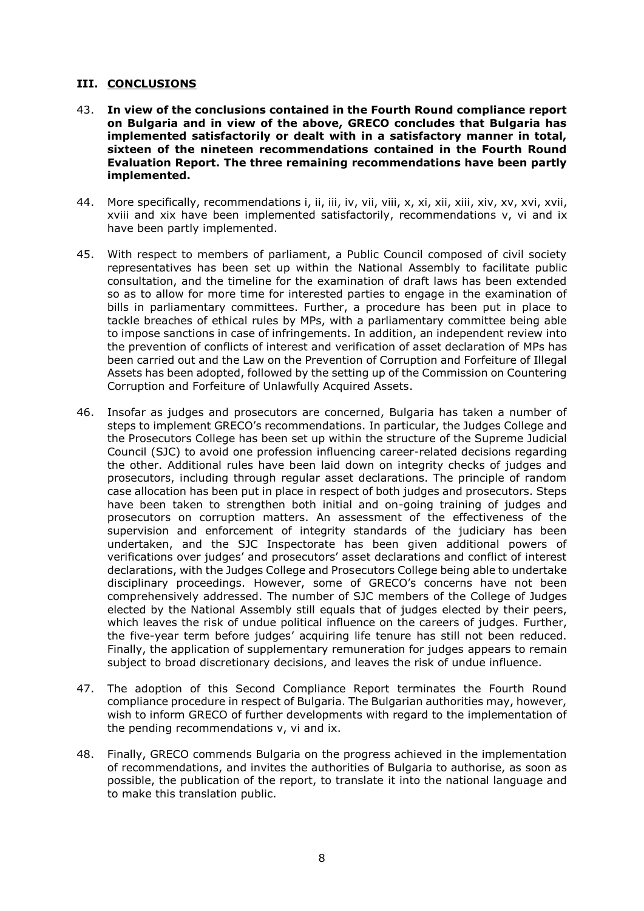## III. CONCLUSIONS

43. **In view of the conclusions contained in the Fourth Round compliance report on Bulgaria and in view of the above, GRECO concludes that Bulgaria has implemented satisfactorily or dealt with in a satisfactory manner in total, sixteen of the nineteen recommendations contained in the Fourth Round Evaluation Report. The three remaining recommendations have been partly implemented.**

44. More specifically, recommendations i, ii, iii, iv, vii, viii, x, xi, xii, xiii, xiv, xv, xvi, xvii, xviii and xix have been implemented satisfactorily, recommendations v, vi and ix have been partly implemented.

45. With respect to members of parliament, a Public Council composed of civil society representatives has been set up within the National Assembly to facilitate public consultation, and the timeline for the examination of draft laws has been extended so as to allow for more time for interested parties to engage in the examination of bills in parliamentary committees. Further, a procedure has been put in place to tackle breaches of ethical rules by MPs, with a parliamentary committee being able to impose sanctions in case of infringements. In addition, an independent review into the prevention of conflicts of interest and verification of asset declaration of MPs has been carried out and the Law on the Prevention of Corruption and Forfeiture of Illegal Assets has been adopted, followed by the setting up of the Commission on Countering Corruption and Forfeiture of Unlawfully Acquired Assets.

46. Insofar as judges and prosecutors are concerned, Bulgaria has taken a number of steps to implement GRECO's recommendations. In particular, the Judges College and the Prosecutors College has been set up within the structure of the Supreme Judicial Council (SJC) to avoid one profession influencing career-related decisions regarding the other. Additional rules have been laid down on integrity checks of judges and prosecutors, including through regular asset declarations. The principle of random case allocation has been put in place in respect of both judges and prosecutors. Steps have been taken to strengthen both initial and on-going training of judges and prosecutors on corruption matters. An assessment of the effectiveness of the supervision and enforcement of integrity standards of the judiciary has been undertaken, and the SJC Inspectorate has been given additional powers of verifications over judges' and prosecutors' asset declarations and conflict of interest declarations, with the Judges College and Prosecutors College being able to undertake disciplinary proceedings. However, some of GRECO's concerns have not been comprehensively addressed. The number of SJC members of the College of Judges elected by the National Assembly still equals that of judges elected by their peers, which leaves the risk of undue political influence on the careers of judges. Further, the five-year term before judges' acquiring life tenure has still not been reduced. Finally, the application of supplementary remuneration for judges appears to remain subject to broad discretionary decisions, and leaves the risk of undue influence.

47. The adoption of this Second Compliance Report terminates the Fourth Round compliance procedure in respect of Bulgaria. The Bulgarian authorities may, however, wish to inform GRECO of further developments with regard to the implementation of the pending recommendations v, vi and ix.

48. Finally, GRECO commends Bulgaria on the progress achieved in the implementation of recommendations, and invites the authorities of Bulgaria to authorise, as soon as possible, the publication of the report, to translate it into the national language and to make this translation public.